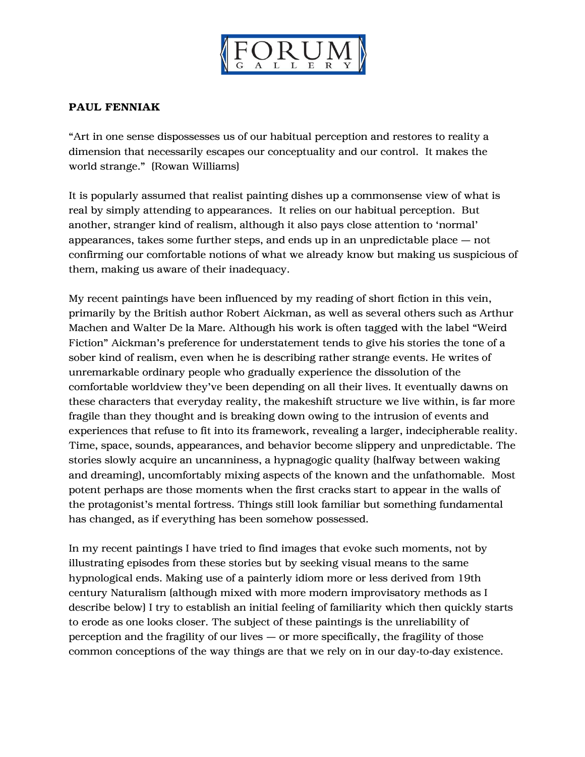**PAUL FENNIAK**

"Art in one sense dispossesses us of our habitual perception and restores to reality a dimension that necessarily escapes our conceptuality and our control. It makes the world strange." (Rowan Williams)

It is popularly assumed that realist painting dishes up a commonsense view of what is real by simply attending to appearances. It relies on our habitual perception. But another, stranger kind of realism, although it also pays close attention to 'normal' appearances, takes some further steps, and ends up in an unpredictable place — not confirming our comfortable notions of what we already know but making us suspicious of them, making us aware of their inadequacy.

My recent paintings have been influenced by my reading of short fiction in this vein, primarily by the British author Robert Aickman, as well as several others such as Arthur Machen and Walter De la Mare. Although his work is often tagged with the label "Weird Fiction" Aickman's preference for understatement tends to give his stories the tone of a sober kind of realism, even when he is describing rather strange events. He writes of unremarkable ordinary people who gradually experience the dissolution of the comfortable worldview they've been depending on all their lives. It eventually dawns on these characters that everyday reality, the makeshift structure we live within, is far more fragile than they thought and is breaking down owing to the intrusion of events and experiences that refuse to fit into its framework, revealing a larger, indecipherable reality. Time, space, sounds, appearances, and behavior become slippery and unpredictable. The stories slowly acquire an uncanniness, a hypnagogic quality (halfway between waking and dreaming), uncomfortably mixing aspects of the known and the unfathomable. Most potent perhaps are those moments when the first cracks start to appear in the walls of the protagonist's mental fortress. Things still look familiar but something fundamental has changed, as if everything has been somehow possessed.

In my recent paintings I have tried to find images that evoke such moments, not by illustrating episodes from these stories but by seeking visual means to the same hypnological ends. Making use of a painterly idiom more or less derived from 19th century Naturalism (although mixed with more modern improvisatory methods as I describe below) I try to establish an initial feeling of familiarity which then quickly starts to erode as one looks closer. The subject of these paintings is the unreliability of perception and the fragility of our lives — or more specifically, the fragility of those common conceptions of the way things are that we rely on in our day-to-day existence.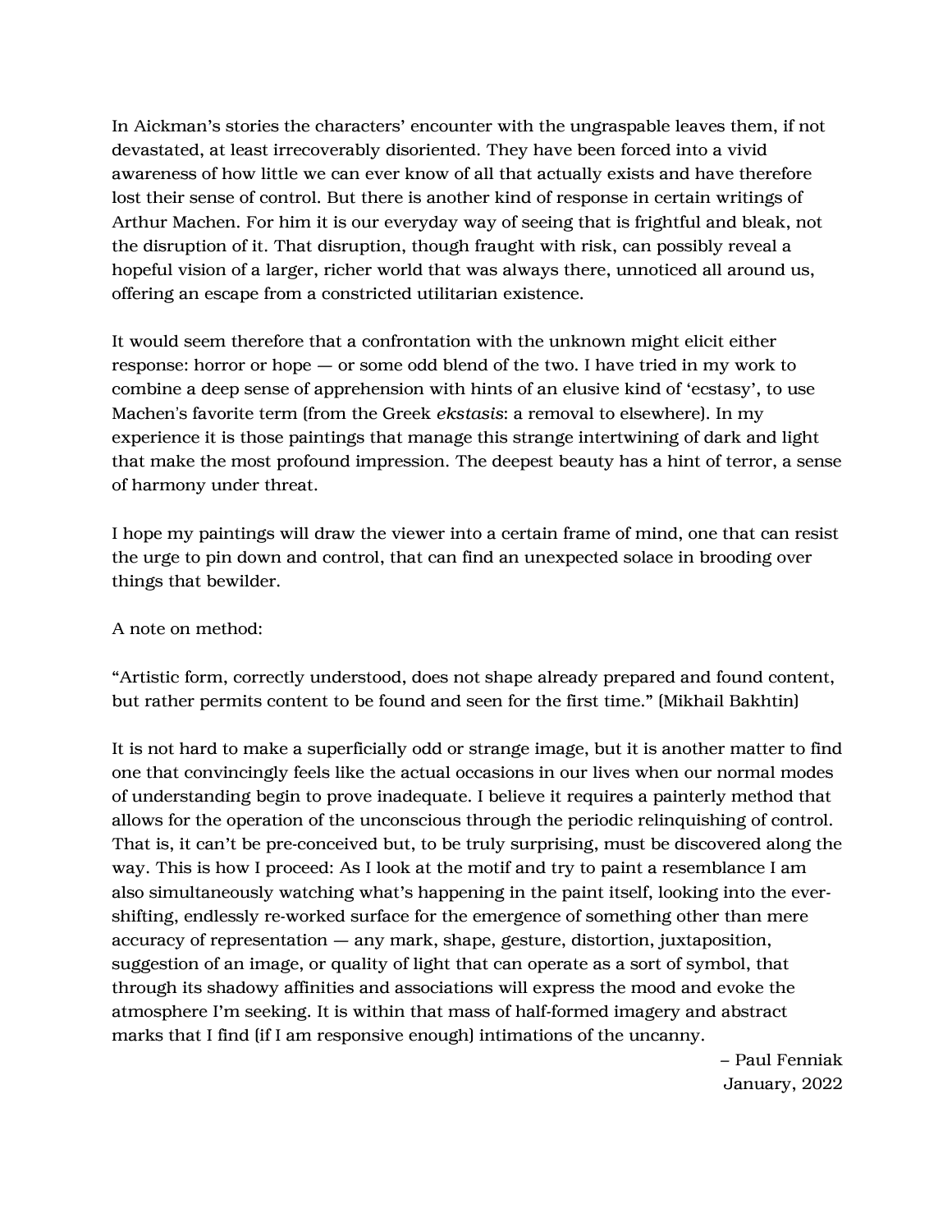In Aickman's stories the characters' encounter with the ungraspable leaves them, if not devastated, at least irrecoverably disoriented. They have been forced into a vivid awareness of how little we can ever know of all that actually exists and have therefore lost their sense of control. But there is another kind of response in certain writings of Arthur Machen. For him it is our everyday way of seeing that is frightful and bleak, not the disruption of it. That disruption, though fraught with risk, can possibly reveal a hopeful vision of a larger, richer world that was always there, unnoticed all around us, offering an escape from a constricted utilitarian existence.

It would seem therefore that a confrontation with the unknown might elicit either response: horror or hope — or some odd blend of the two. I have tried in my work to combine a deep sense of apprehension with hints of an elusive kind of 'ecstasy', to use Machen's favorite term (from the Greek *ekstasis*: a removal to elsewhere). In my experience it is those paintings that manage this strange intertwining of dark and light that make the most profound impression. The deepest beauty has a hint of terror, a sense of harmony under threat.

I hope my paintings will draw the viewer into a certain frame of mind, one that can resist the urge to pin down and control, that can find an unexpected solace in brooding over things that bewilder.

A note on method:

"Artistic form, correctly understood, does not shape already prepared and found content, but rather permits content to be found and seen for the first time." (Mikhail Bakhtin)

It is not hard to make a superficially odd or strange image, but it is another matter to find one that convincingly feels like the actual occasions in our lives when our normal modes of understanding begin to prove inadequate. I believe it requires a painterly method that allows for the operation of the unconscious through the periodic relinquishing of control. That is, it can't be pre-conceived but, to be truly surprising, must be discovered along the way. This is how I proceed: As I look at the motif and try to paint a resemblance I am also simultaneously watching what's happening in the paint itself, looking into the ever-shifting, endlessly re-worked surface for the emergence of something other than mere accuracy of representation — any mark, shape, gesture, distortion, juxtaposition, suggestion of an image, or quality of light that can operate as a sort of symbol, that through its shadowy affinities and associations will express the mood and evoke the atmosphere I'm seeking. It is within that mass of half-formed imagery and abstract marks that I find (if I am responsive enough) intimations of the uncanny.

– Paul Fenniak
January, 2022